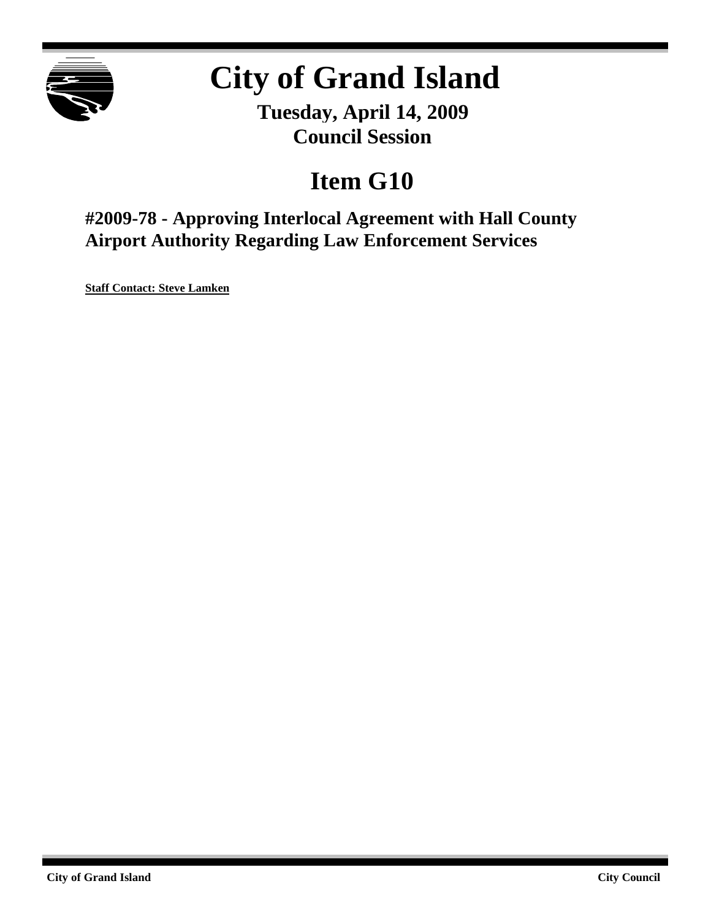# City of Grand Island

**Tuesday, April 14, 2009**
**Council Session**

## Item G10

### #2009-78 - Approving Interlocal Agreement with Hall County Airport Authority Regarding Law Enforcement Services

**Staff Contact: Steve Lamken**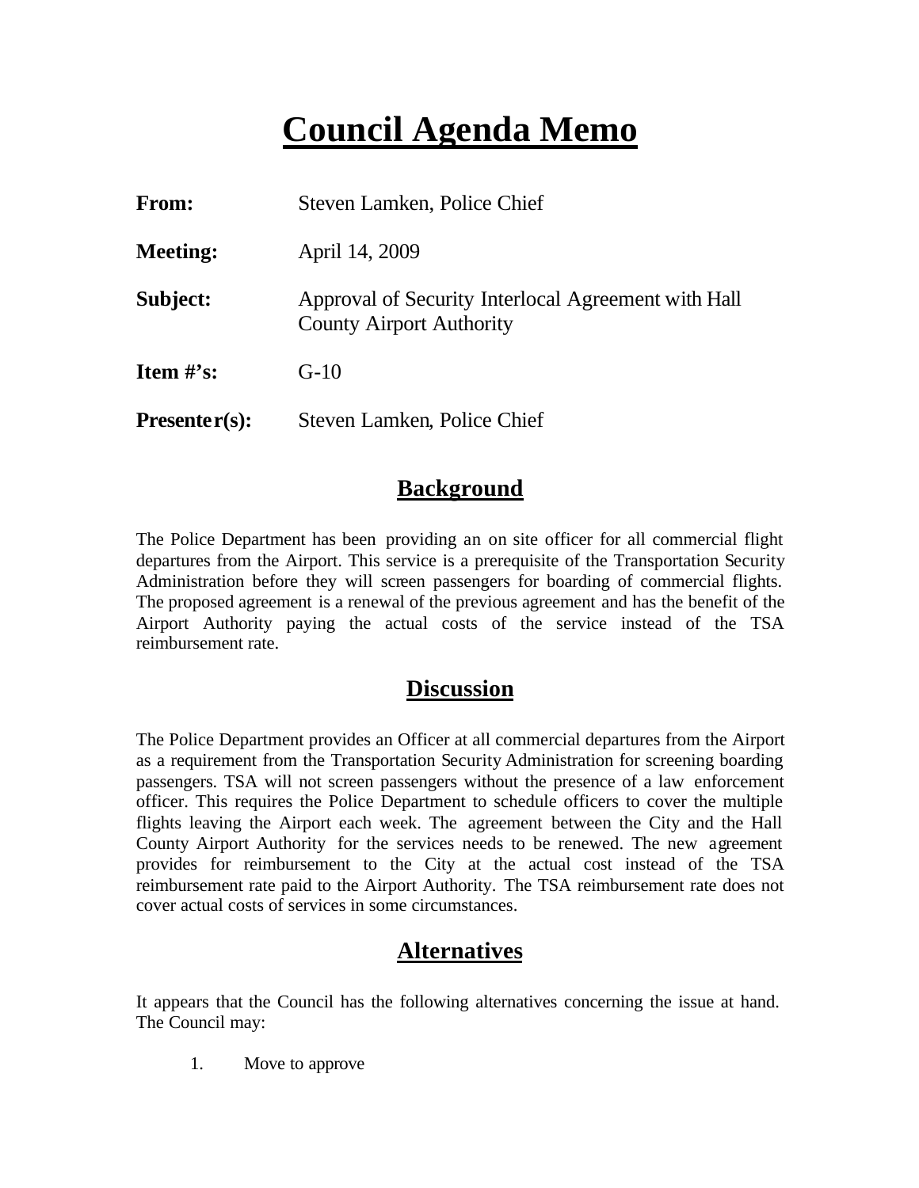# Council Agenda Memo

**From:** Steven Lamken, Police Chief

**Meeting:** April 14, 2009

**Subject:** Approval of Security Interlocal Agreement with Hall County Airport Authority

**Item #'s:** G-10

**Presenter(s):** Steven Lamken, Police Chief

## Background

The Police Department has been providing an on site officer for all commercial flight departures from the Airport. This service is a prerequisite of the Transportation Security Administration before they will screen passengers for boarding of commercial flights. The proposed agreement is a renewal of the previous agreement and has the benefit of the Airport Authority paying the actual costs of the service instead of the TSA reimbursement rate.

## Discussion

The Police Department provides an Officer at all commercial departures from the Airport as a requirement from the Transportation Security Administration for screening boarding passengers. TSA will not screen passengers without the presence of a law enforcement officer. This requires the Police Department to schedule officers to cover the multiple flights leaving the Airport each week. The agreement between the City and the Hall County Airport Authority for the services needs to be renewed. The new agreement provides for reimbursement to the City at the actual cost instead of the TSA reimbursement rate paid to the Airport Authority. The TSA reimbursement rate does not cover actual costs of services in some circumstances.

## Alternatives

It appears that the Council has the following alternatives concerning the issue at hand. The Council may:

1. Move to approve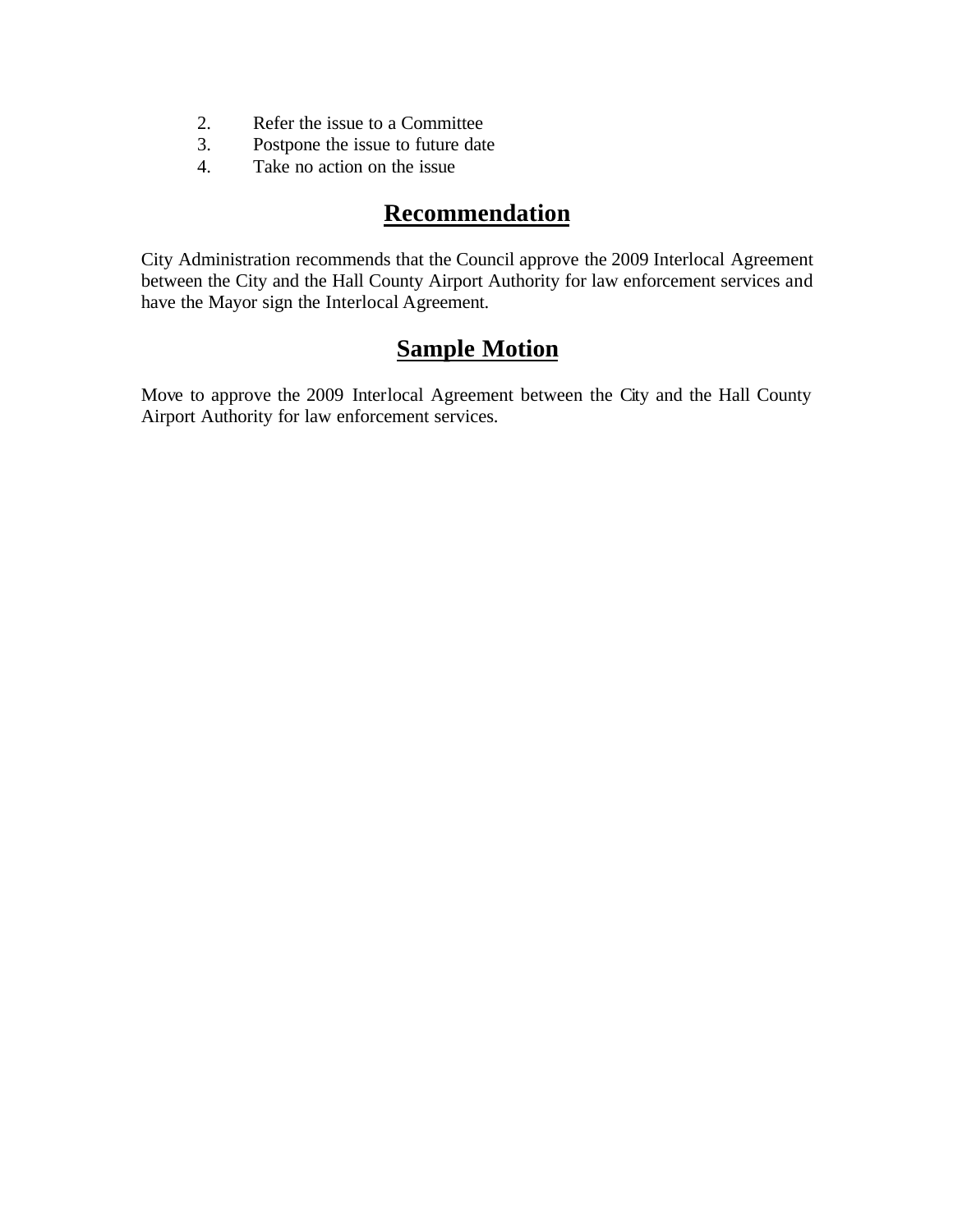2. Refer the issue to a Committee
3. Postpone the issue to future date
4. Take no action on the issue

## Recommendation

City Administration recommends that the Council approve the 2009 Interlocal Agreement between the City and the Hall County Airport Authority for law enforcement services and have the Mayor sign the Interlocal Agreement.

## Sample Motion

Move to approve the 2009 Interlocal Agreement between the City and the Hall County Airport Authority for law enforcement services.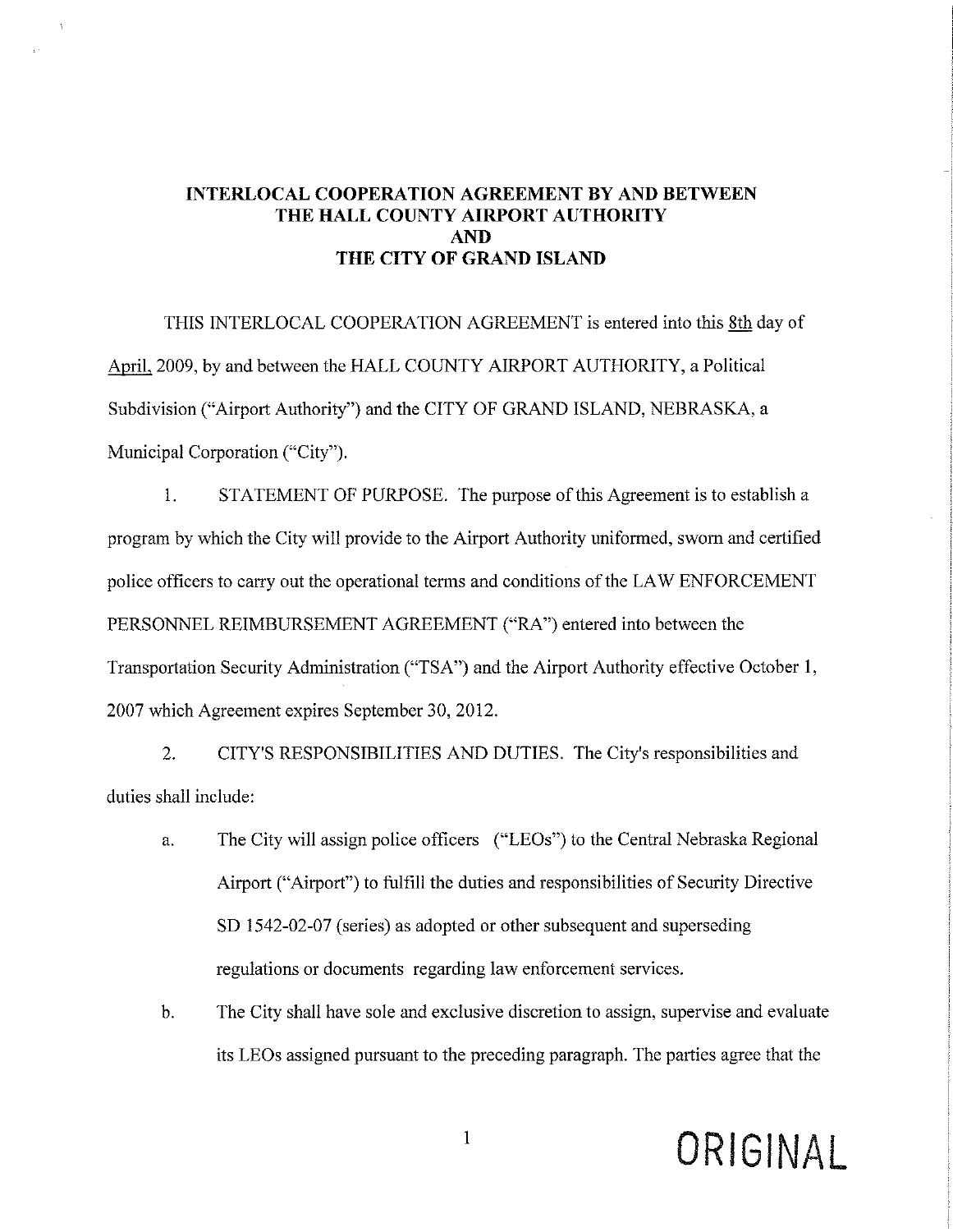# INTERLOCAL COOPERATION AGREEMENT BY AND BETWEEN THE HALL COUNTY AIRPORT AUTHORITY AND THE CITY OF GRAND ISLAND

THIS INTERLOCAL COOPERATION AGREEMENT is entered into this 8th day of April, 2009, by and between the HALL COUNTY AIRPORT AUTHORITY, a Political Subdivision ("Airport Authority") and the CITY OF GRAND ISLAND, NEBRASKA, a Municipal Corporation ("City").

1. STATEMENT OF PURPOSE. The purpose of this Agreement is to establish a program by which the City will provide to the Airport Authority uniformed, sworn and certified police officers to carry out the operational terms and conditions of the LAW ENFORCEMENT PERSONNEL REIMBURSEMENT AGREEMENT ("RA") entered into between the Transportation Security Administration ("TSA") and the Airport Authority effective October 1, 2007 which Agreement expires September 30, 2012.

2. CITY'S RESPONSIBILITIES AND DUTIES. The City's responsibilities and duties shall include:

   a. The City will assign police officers ("LEOs") to the Central Nebraska Regional Airport ("Airport") to fulfill the duties and responsibilities of Security Directive SD 1542-02-07 (series) as adopted or other subsequent and superseding regulations or documents regarding law enforcement services.

   b. The City shall have sole and exclusive discretion to assign, supervise and evaluate its LEOs assigned pursuant to the preceding paragraph. The parties agree that the

ORIGINAL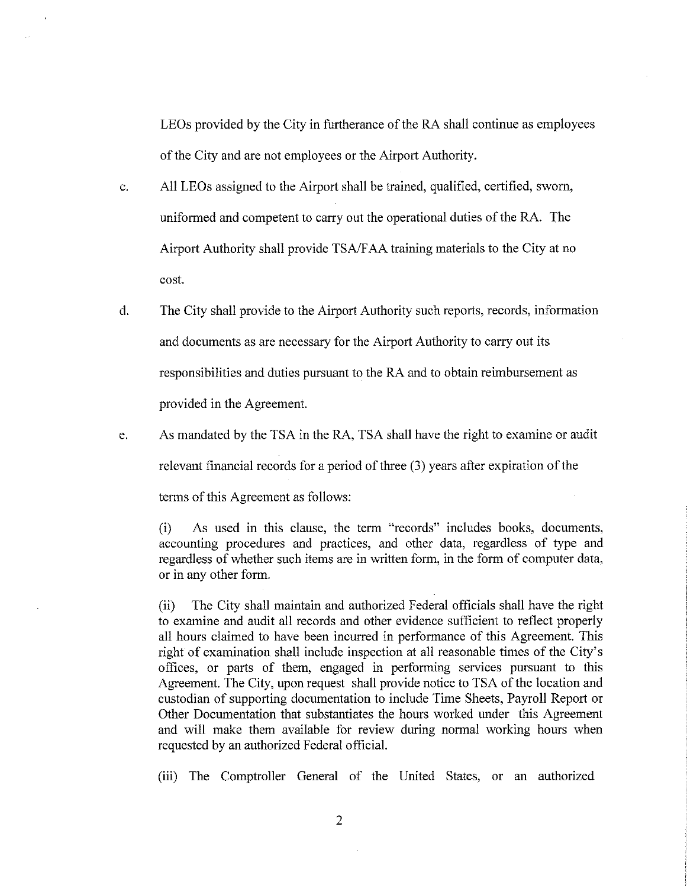LEOs provided by the City in furtherance of the RA shall continue as employees of the City and are not employees or the Airport Authority.

c. All LEOs assigned to the Airport shall be trained, qualified, certified, sworn, uniformed and competent to carry out the operational duties of the RA. The Airport Authority shall provide TSA/FAA training materials to the City at no cost.

d. The City shall provide to the Airport Authority such reports, records, information and documents as are necessary for the Airport Authority to carry out its responsibilities and duties pursuant to the RA and to obtain reimbursement as provided in the Agreement.

e. As mandated by the TSA in the RA, TSA shall have the right to examine or audit relevant financial records for a period of three (3) years after expiration of the terms of this Agreement as follows:

(i) As used in this clause, the term "records" includes books, documents, accounting procedures and practices, and other data, regardless of type and regardless of whether such items are in written form, in the form of computer data, or in any other form.

(ii) The City shall maintain and authorized Federal officials shall have the right to examine and audit all records and other evidence sufficient to reflect properly all hours claimed to have been incurred in performance of this Agreement. This right of examination shall include inspection at all reasonable times of the City's offices, or parts of them, engaged in performing services pursuant to this Agreement. The City, upon request shall provide notice to TSA of the location and custodian of supporting documentation to include Time Sheets, Payroll Report or Other Documentation that substantiates the hours worked under this Agreement and will make them available for review during normal working hours when requested by an authorized Federal official.

(iii) The Comptroller General of the United States, or an authorized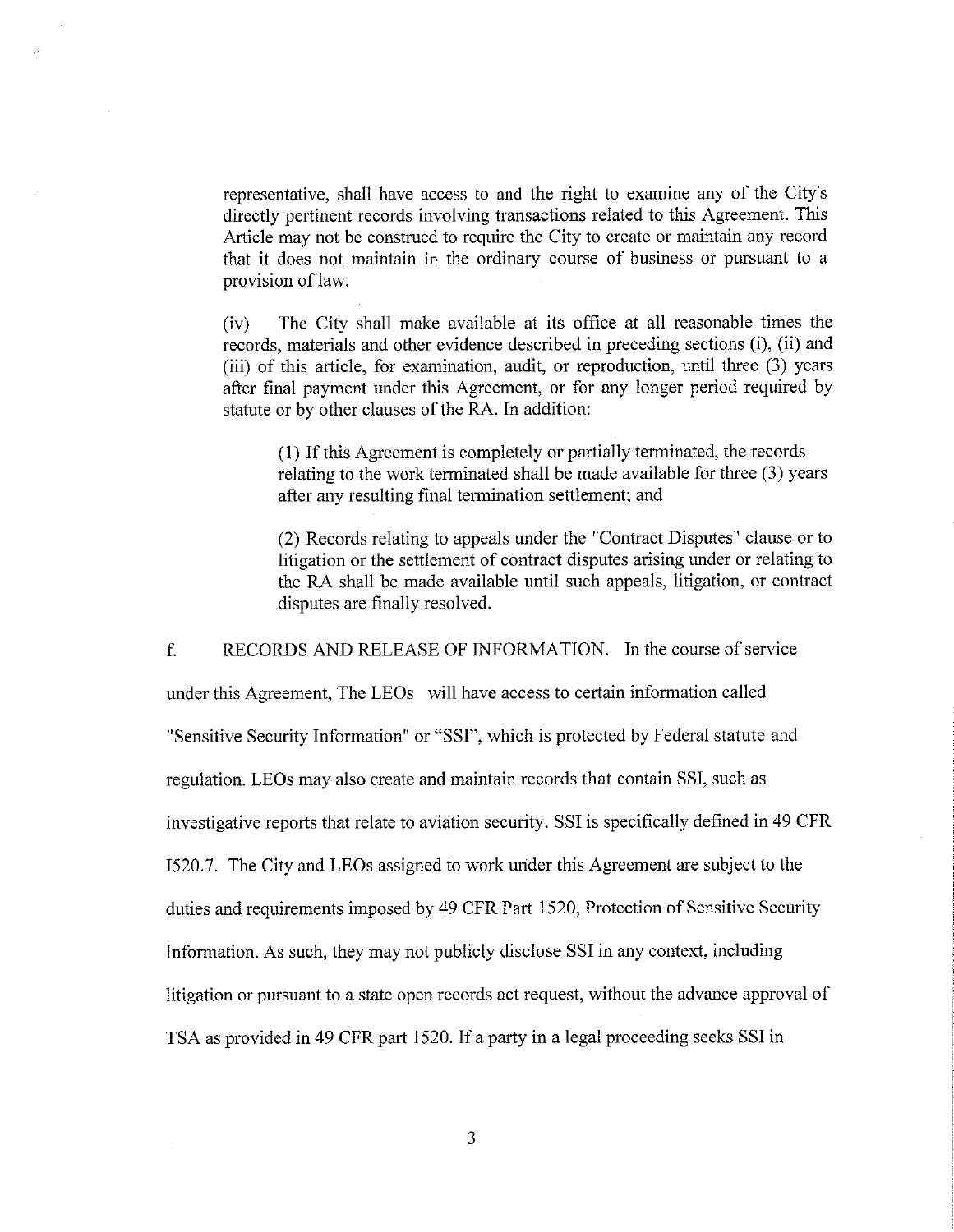representative, shall have access to and the right to examine any of the City's directly pertinent records involving transactions related to this Agreement. This Article may not be construed to require the City to create or maintain any record that it does not maintain in the ordinary course of business or pursuant to a provision of law.

(iv) The City shall make available at its office at all reasonable times the records, materials and other evidence described in preceding sections (i), (ii) and (iii) of this article, for examination, audit, or reproduction, until three (3) years after final payment under this Agreement, or for any longer period required by statute or by other clauses of the RA. In addition:

> (1) If this Agreement is completely or partially terminated, the records relating to the work terminated shall be made available for three (3) years after any resulting final termination settlement; and
>
> (2) Records relating to appeals under the "Contract Disputes" clause or to litigation or the settlement of contract disputes arising under or relating to the RA shall be made available until such appeals, litigation, or contract disputes are finally resolved.

f. RECORDS AND RELEASE OF INFORMATION. In the course of service under this Agreement, The LEOs will have access to certain information called "Sensitive Security Information" or "SSI", which is protected by Federal statute and regulation. LEOs may also create and maintain records that contain SSI, such as investigative reports that relate to aviation security. SSI is specifically defined in 49 CFR 1520.7. The City and LEOs assigned to work under this Agreement are subject to the duties and requirements imposed by 49 CFR Part 1520, Protection of Sensitive Security Information. As such, they may not publicly disclose SSI in any context, including litigation or pursuant to a state open records act request, without the advance approval of TSA as provided in 49 CFR part 1520. If a party in a legal proceeding seeks SSI in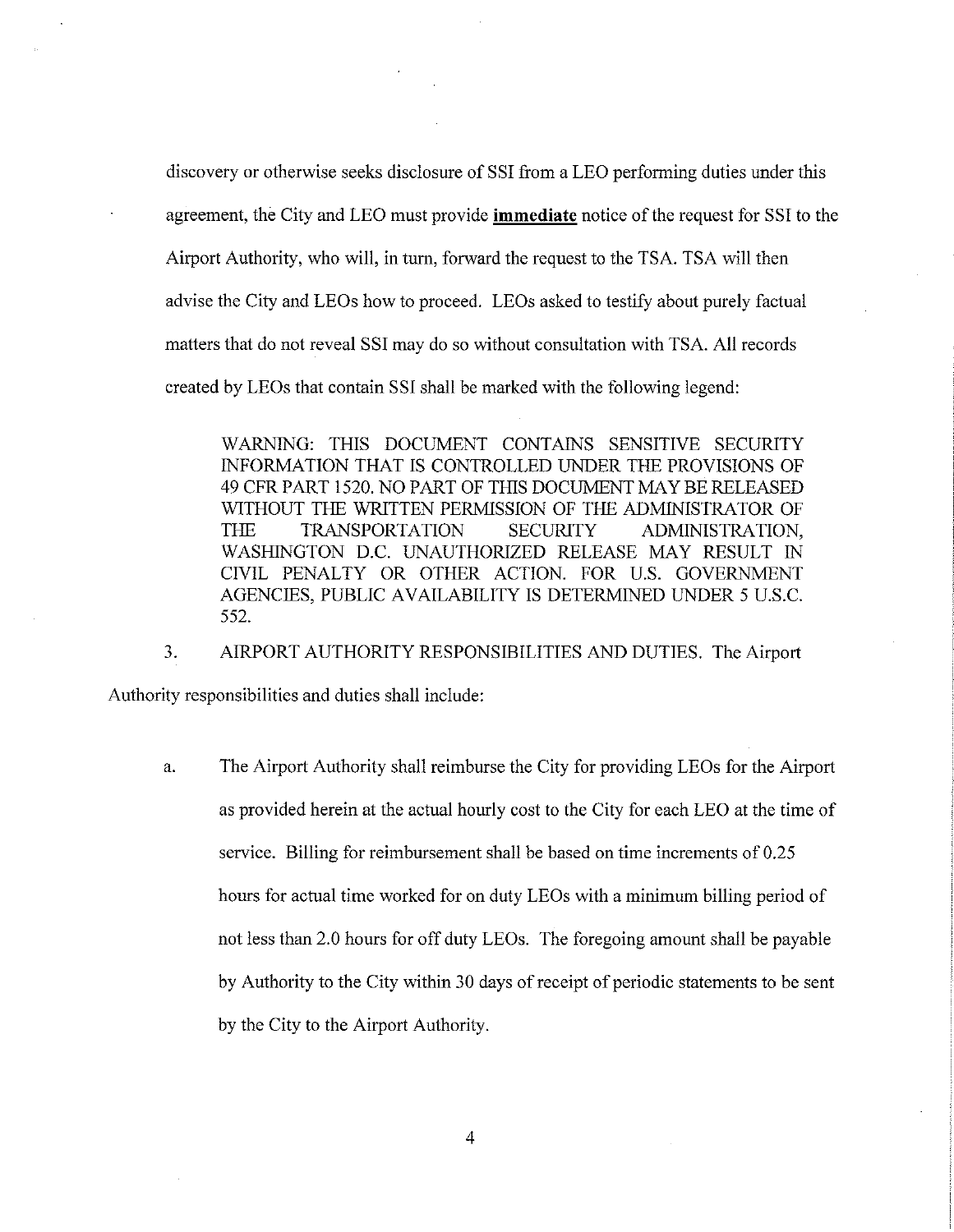discovery or otherwise seeks disclosure of SSI from a LEO performing duties under this agreement, the City and LEO must provide **<u>immediate</u>** notice of the request for SSI to the Airport Authority, who will, in turn, forward the request to the TSA. TSA will then advise the City and LEOs how to proceed. LEOs asked to testify about purely factual matters that do not reveal SSI may do so without consultation with TSA. All records created by LEOs that contain SSI shall be marked with the following legend:

> WARNING: THIS DOCUMENT CONTAINS SENSITIVE SECURITY INFORMATION THAT IS CONTROLLED UNDER THE PROVISIONS OF 49 CFR PART 1520. NO PART OF THIS DOCUMENT MAY BE RELEASED WITHOUT THE WRITTEN PERMISSION OF THE ADMINISTRATOR OF THE TRANSPORTATION SECURITY ADMINISTRATION, WASHINGTON D.C. UNAUTHORIZED RELEASE MAY RESULT IN CIVIL PENALTY OR OTHER ACTION. FOR U.S. GOVERNMENT AGENCIES, PUBLIC AVAILABILITY IS DETERMINED UNDER 5 U.S.C. 552.

3. AIRPORT AUTHORITY RESPONSIBILITIES AND DUTIES. The Airport Authority responsibilities and duties shall include:

   a. The Airport Authority shall reimburse the City for providing LEOs for the Airport as provided herein at the actual hourly cost to the City for each LEO at the time of service. Billing for reimbursement shall be based on time increments of 0.25 hours for actual time worked for on duty LEOs with a minimum billing period of not less than 2.0 hours for off duty LEOs. The foregoing amount shall be payable by Authority to the City within 30 days of receipt of periodic statements to be sent by the City to the Airport Authority.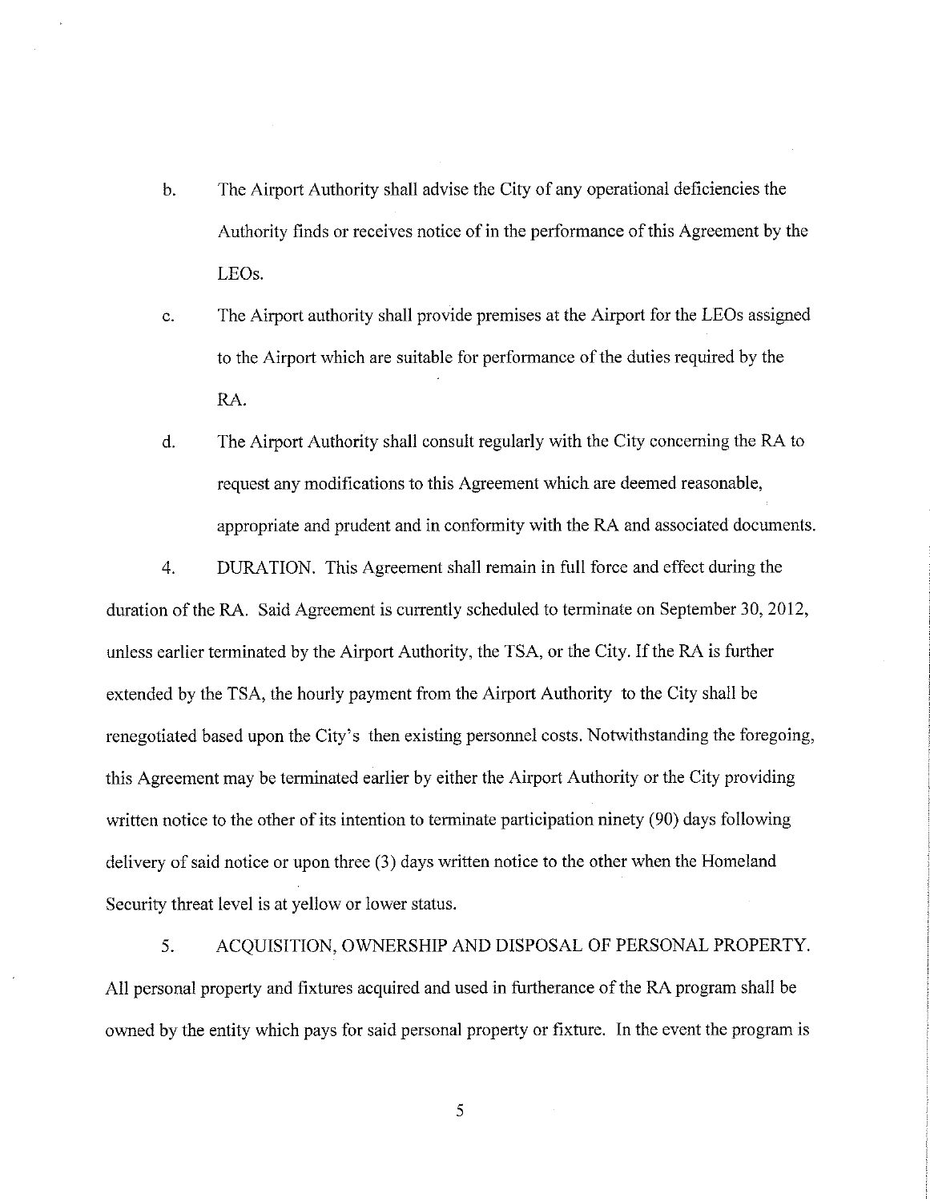b. The Airport Authority shall advise the City of any operational deficiencies the Authority finds or receives notice of in the performance of this Agreement by the LEOs.

c. The Airport authority shall provide premises at the Airport for the LEOs assigned to the Airport which are suitable for performance of the duties required by the RA.

d. The Airport Authority shall consult regularly with the City concerning the RA to request any modifications to this Agreement which are deemed reasonable, appropriate and prudent and in conformity with the RA and associated documents.

4. DURATION. This Agreement shall remain in full force and effect during the duration of the RA. Said Agreement is currently scheduled to terminate on September 30, 2012, unless earlier terminated by the Airport Authority, the TSA, or the City. If the RA is further extended by the TSA, the hourly payment from the Airport Authority to the City shall be renegotiated based upon the City's then existing personnel costs. Notwithstanding the foregoing, this Agreement may be terminated earlier by either the Airport Authority or the City providing written notice to the other of its intention to terminate participation ninety (90) days following delivery of said notice or upon three (3) days written notice to the other when the Homeland Security threat level is at yellow or lower status.

5. ACQUISITION, OWNERSHIP AND DISPOSAL OF PERSONAL PROPERTY. All personal property and fixtures acquired and used in furtherance of the RA program shall be owned by the entity which pays for said personal property or fixture. In the event the program is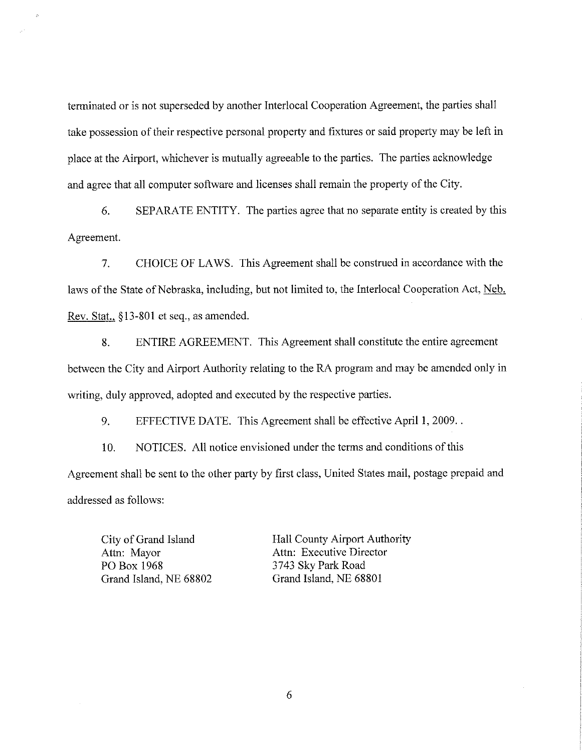terminated or is not superseded by another Interlocal Cooperation Agreement, the parties shall take possession of their respective personal property and fixtures or said property may be left in place at the Airport, whichever is mutually agreeable to the parties. The parties acknowledge and agree that all computer software and licenses shall remain the property of the City.

6. SEPARATE ENTITY. The parties agree that no separate entity is created by this Agreement.

7. CHOICE OF LAWS. This Agreement shall be construed in accordance with the laws of the State of Nebraska, including, but not limited to, the Interlocal Cooperation Act, Neb. Rev. Stat., §13-801 et seq., as amended.

8. ENTIRE AGREEMENT. This Agreement shall constitute the entire agreement between the City and Airport Authority relating to the RA program and may be amended only in writing, duly approved, adopted and executed by the respective parties.

9. EFFECTIVE DATE. This Agreement shall be effective April 1, 2009. .

10. NOTICES. All notice envisioned under the terms and conditions of this Agreement shall be sent to the other party by first class, United States mail, postage prepaid and addressed as follows:

City of Grand Island
Attn: Mayor
PO Box 1968
Grand Island, NE 68802

Hall County Airport Authority
Attn: Executive Director
3743 Sky Park Road
Grand Island, NE 68801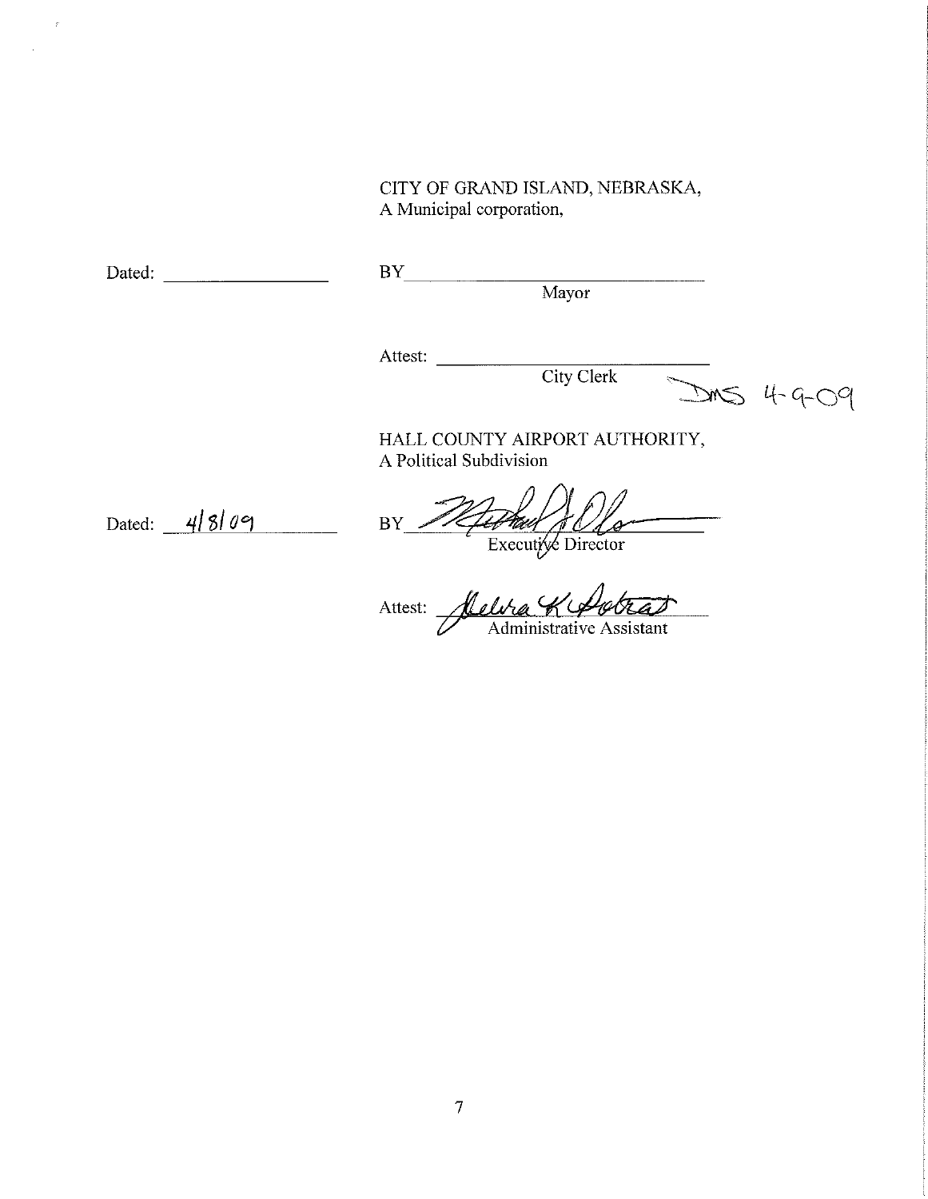CITY OF GRAND ISLAND, NEBRASKA,
A Municipal corporation,

Dated: ____________________ BY_________________________________
Mayor

Attest: _______________________________
City Clerk

DMS 4-9-09

HALL COUNTY AIRPORT AUTHORITY,
A Political Subdivision

Dated: 4/8/09 BY _________________________________
Executive Director

Attest: _______________________________
Administrative Assistant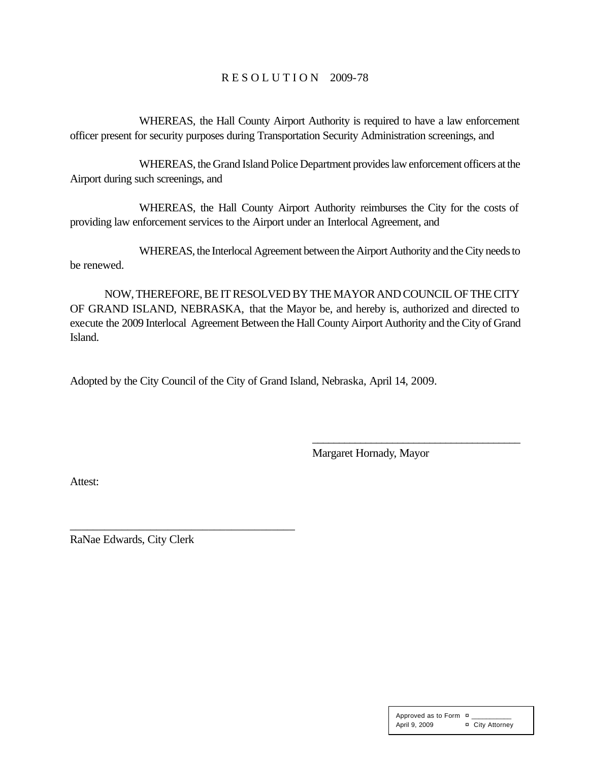# R E S O L U T I O N 2009-78

WHEREAS, the Hall County Airport Authority is required to have a law enforcement officer present for security purposes during Transportation Security Administration screenings, and

WHEREAS, the Grand Island Police Department provides law enforcement officers at the Airport during such screenings, and

WHEREAS, the Hall County Airport Authority reimburses the City for the costs of providing law enforcement services to the Airport under an Interlocal Agreement, and

WHEREAS, the Interlocal Agreement between the Airport Authority and the City needs to be renewed.

NOW, THEREFORE, BE IT RESOLVED BY THE MAYOR AND COUNCIL OF THE CITY OF GRAND ISLAND, NEBRASKA, that the Mayor be, and hereby is, authorized and directed to execute the 2009 Interlocal Agreement Between the Hall County Airport Authority and the City of Grand Island.

Adopted by the City Council of the City of Grand Island, Nebraska, April 14, 2009.

_____________________________________
Margaret Hornady, Mayor

Attest:

_____________________________________
RaNae Edwards, City Clerk

| | |
|---|---|
| Approved as to Form | ¤ ___________ |
| April 9, 2009 | ¤ City Attorney |